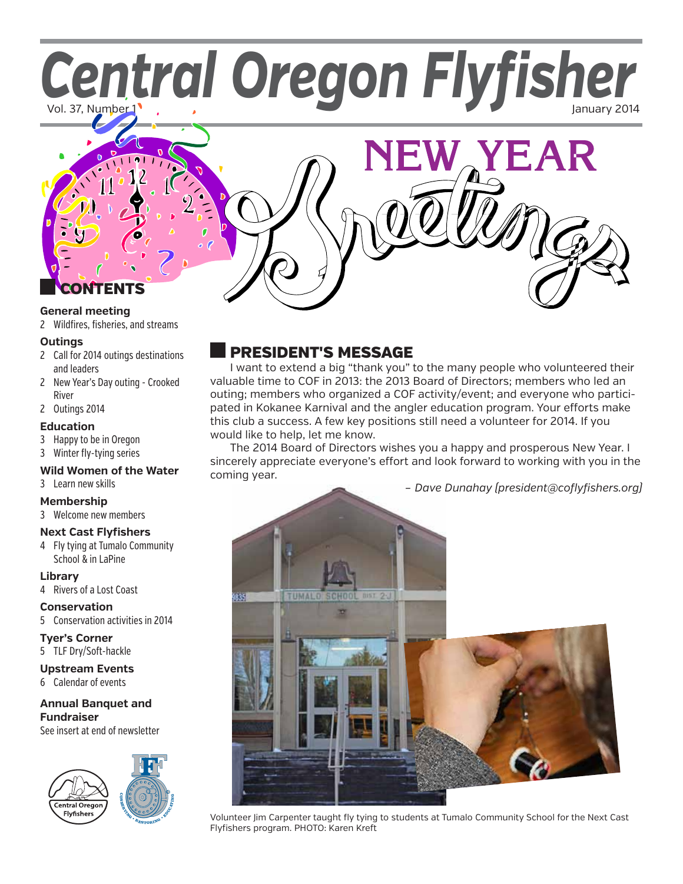# Central Oregon Flyfisher

Vol. 37, Number 1

January 2014

NEW YEAR Greetings

## CONTENTS

**General meeting**
2 Wildfires, fisheries, and streams

**Outings**
2 Call for 2014 outings destinations and leaders
2 New Year's Day outing - Crooked River
2 Outings 2014

**Education**
3 Happy to be in Oregon
3 Winter fly-tying series

**Wild Women of the Water**
3 Learn new skills

**Membership**
3 Welcome new members

**Next Cast Flyfishers**
4 Fly tying at Tumalo Community School & in LaPine

**Library**
4 Rivers of a Lost Coast

**Conservation**
5 Conservation activities in 2014

**Tyer's Corner**
5 TLF Dry/Soft-hackle

**Upstream Events**
6 Calendar of events

**Annual Banquet and Fundraiser**
See insert at end of newsletter

## PRESIDENT'S MESSAGE

I want to extend a big "thank you" to the many people who volunteered their valuable time to COF in 2013: the 2013 Board of Directors; members who led an outing; members who organized a COF activity/event; and everyone who participated in Kokanee Karnival and the angler education program. Your efforts make this club a success. A few key positions still need a volunteer for 2014. If you would like to help, let me know.

The 2014 Board of Directors wishes you a happy and prosperous New Year. I sincerely appreciate everyone's effort and look forward to working with you in the coming year.

*– Dave Dunahay (president@coflyfishers.org)*

Volunteer Jim Carpenter taught fly tying to students at Tumalo Community School for the Next Cast Flyfishers program. PHOTO: Karen Kreft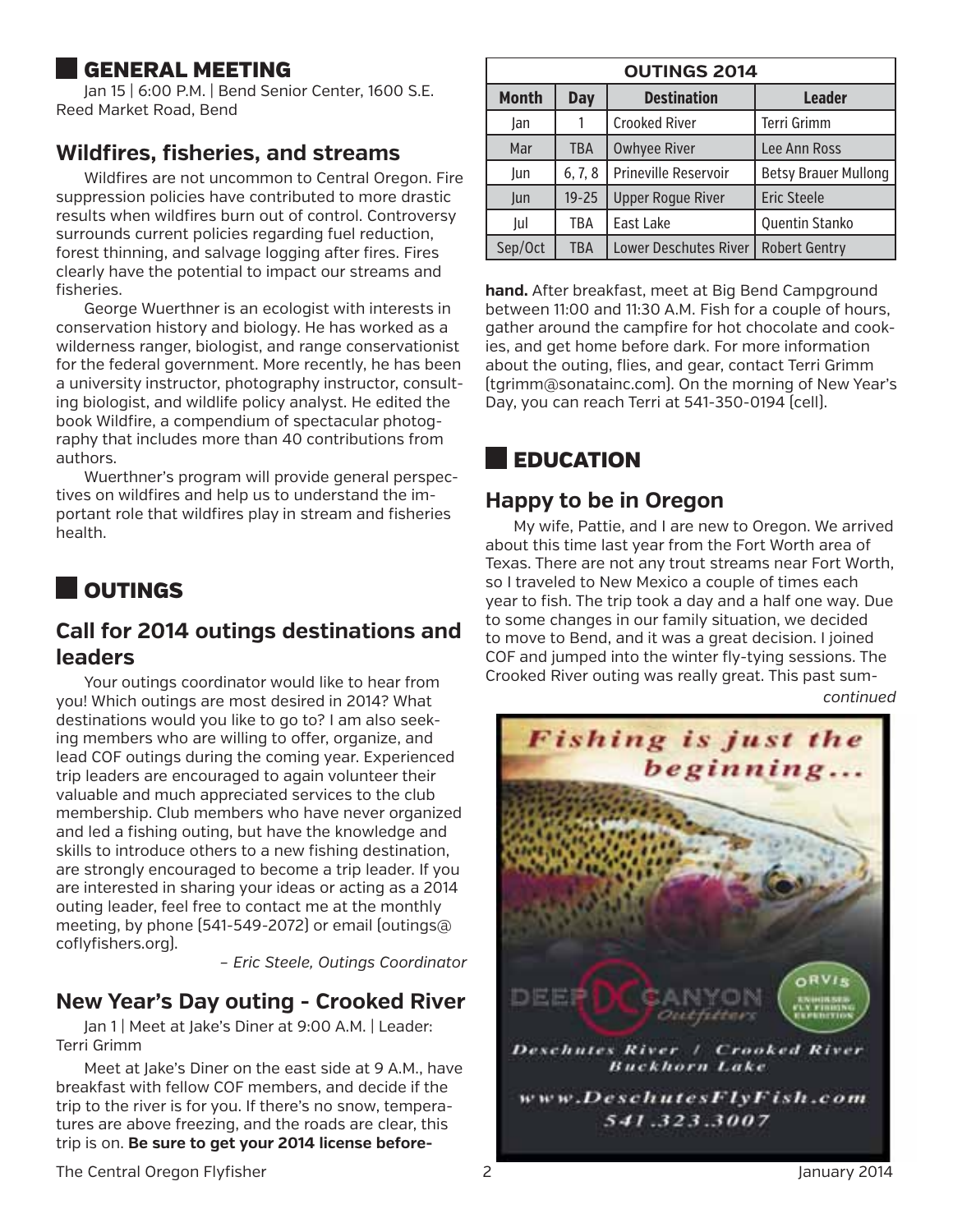## GENERAL MEETING

Jan 15 | 6:00 P.M. | Bend Senior Center, 1600 S.E. Reed Market Road, Bend

### Wildfires, fisheries, and streams

Wildfires are not uncommon to Central Oregon. Fire suppression policies have contributed to more drastic results when wildfires burn out of control. Controversy surrounds current policies regarding fuel reduction, forest thinning, and salvage logging after fires. Fires clearly have the potential to impact our streams and fisheries.

George Wuerthner is an ecologist with interests in conservation history and biology. He has worked as a wilderness ranger, biologist, and range conservationist for the federal government. More recently, he has been a university instructor, photography instructor, consulting biologist, and wildlife policy analyst. He edited the book Wildfire, a compendium of spectacular photography that includes more than 40 contributions from authors.

Wuerthner's program will provide general perspectives on wildfires and help us to understand the important role that wildfires play in stream and fisheries health.

## OUTINGS

### Call for 2014 outings destinations and leaders

Your outings coordinator would like to hear from you! Which outings are most desired in 2014? What destinations would you like to go to? I am also seeking members who are willing to offer, organize, and lead COF outings during the coming year. Experienced trip leaders are encouraged to again volunteer their valuable and much appreciated services to the club membership. Club members who have never organized and led a fishing outing, but have the knowledge and skills to introduce others to a new fishing destination, are strongly encouraged to become a trip leader. If you are interested in sharing your ideas or acting as a 2014 outing leader, feel free to contact me at the monthly meeting, by phone (541-549-2072) or email (outings@coflyfishers.org).

*– Eric Steele, Outings Coordinator*

### New Year's Day outing - Crooked River

Jan 1 | Meet at Jake's Diner at 9:00 A.M. | Leader: Terri Grimm

Meet at Jake's Diner on the east side at 9 A.M., have breakfast with fellow COF members, and decide if the trip to the river is for you. If there's no snow, temperatures are above freezing, and the roads are clear, this trip is on. **Be sure to get your 2014 license beforehand.** After breakfast, meet at Big Bend Campground between 11:00 and 11:30 A.M. Fish for a couple of hours, gather around the campfire for hot chocolate and cookies, and get home before dark. For more information about the outing, flies, and gear, contact Terri Grimm (tgrimm@sonatainc.com). On the morning of New Year's Day, you can reach Terri at 541-350-0194 (cell).

**OUTINGS 2014**

| Month | Day | Destination | Leader |
|---|---|---|---|
| Jan | 1 | Crooked River | Terri Grimm |
| Mar | TBA | Owhyee River | Lee Ann Ross |
| Jun | 6, 7, 8 | Prineville Reservoir | Betsy Brauer Mullong |
| Jun | 19-25 | Upper Rogue River | Eric Steele |
| Jul | TBA | East Lake | Quentin Stanko |
| Sep/Oct | TBA | Lower Deschutes River | Robert Gentry |

## EDUCATION

### Happy to be in Oregon

My wife, Pattie, and I are new to Oregon. We arrived about this time last year from the Fort Worth area of Texas. There are not any trout streams near Fort Worth, so I traveled to New Mexico a couple of times each year to fish. The trip took a day and a half one way. Due to some changes in our family situation, we decided to move to Bend, and it was a great decision. I joined COF and jumped into the winter fly-tying sessions. The Crooked River outing was really great. This past sum-

*continued*

Fishing is just the beginning...

DEEP CANYON Outfitters

ORVIS ENDORSED FLY FISHING EXPEDITION

Deschutes River / Crooked River
Buckhorn Lake

www.DeschutesFlyFish.com
541.323.3007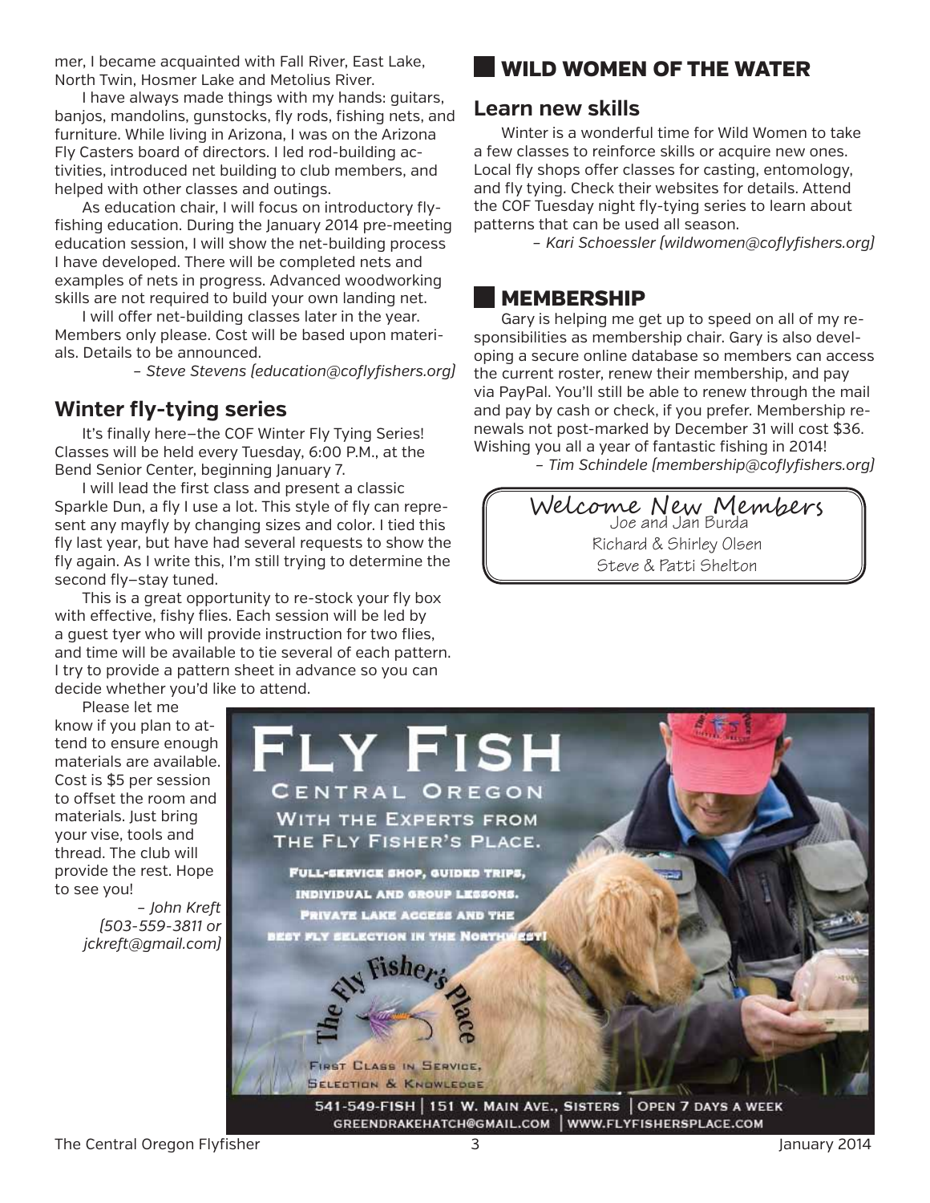mer, I became acquainted with Fall River, East Lake, North Twin, Hosmer Lake and Metolius River.

I have always made things with my hands: guitars, banjos, mandolins, gunstocks, fly rods, fishing nets, and furniture. While living in Arizona, I was on the Arizona Fly Casters board of directors. I led rod-building activities, introduced net building to club members, and helped with other classes and outings.

As education chair, I will focus on introductory fly-fishing education. During the January 2014 pre-meeting education session, I will show the net-building process I have developed. There will be completed nets and examples of nets in progress. Advanced woodworking skills are not required to build your own landing net.

I will offer net-building classes later in the year. Members only please. Cost will be based upon materials. Details to be announced.

*– Steve Stevens (education@coflyfishers.org)*

## Winter fly-tying series

It's finally here—the COF Winter Fly Tying Series! Classes will be held every Tuesday, 6:00 P.M., at the Bend Senior Center, beginning January 7.

I will lead the first class and present a classic Sparkle Dun, a fly I use a lot. This style of fly can represent any mayfly by changing sizes and color. I tied this fly last year, but have had several requests to show the fly again. As I write this, I'm still trying to determine the second fly—stay tuned.

This is a great opportunity to re-stock your fly box with effective, fishy flies. Each session will be led by a guest tyer who will provide instruction for two flies, and time will be available to tie several of each pattern. I try to provide a pattern sheet in advance so you can decide whether you'd like to attend.

Please let me know if you plan to attend to ensure enough materials are available. Cost is $5 per session to offset the room and materials. Just bring your vise, tools and thread. The club will provide the rest. Hope to see you!

*– John Kreft (503-559-3811 or jckreft@gmail.com)*

# WILD WOMEN OF THE WATER

## Learn new skills

Winter is a wonderful time for Wild Women to take a few classes to reinforce skills or acquire new ones. Local fly shops offer classes for casting, entomology, and fly tying. Check their websites for details. Attend the COF Tuesday night fly-tying series to learn about patterns that can be used all season.

*– Kari Schoessler (wildwomen@coflyfishers.org)*

# MEMBERSHIP

Gary is helping me get up to speed on all of my responsibilities as membership chair. Gary is also developing a secure online database so members can access the current roster, renew their membership, and pay via PayPal. You'll still be able to renew through the mail and pay by cash or check, if you prefer. Membership renewals not post-marked by December 31 will cost $36. Wishing you all a year of fantastic fishing in 2014!

*– Tim Schindele (membership@coflyfishers.org)*

**Welcome New Members**

Joe and Jan Burda
Richard & Shirley Olsen
Steve & Patti Shelton

FLY FISH CENTRAL OREGON WITH THE EXPERTS FROM THE FLY FISHER'S PLACE.

FULL-SERVICE SHOP, GUIDED TRIPS, INDIVIDUAL AND GROUP LESSONS. PRIVATE LAKE ACCESS AND THE BEST FLY SELECTION IN THE NORTHWEST!

The Fly Fisher's Place

FIRST CLASS IN SERVICE, SELECTION & KNOWLEDGE

541-549-FISH | 151 W. MAIN AVE., SISTERS | OPEN 7 DAYS A WEEK
GREENDRAKEHATCH@GMAIL.COM | WWW.FLYFISHERSPLACE.COM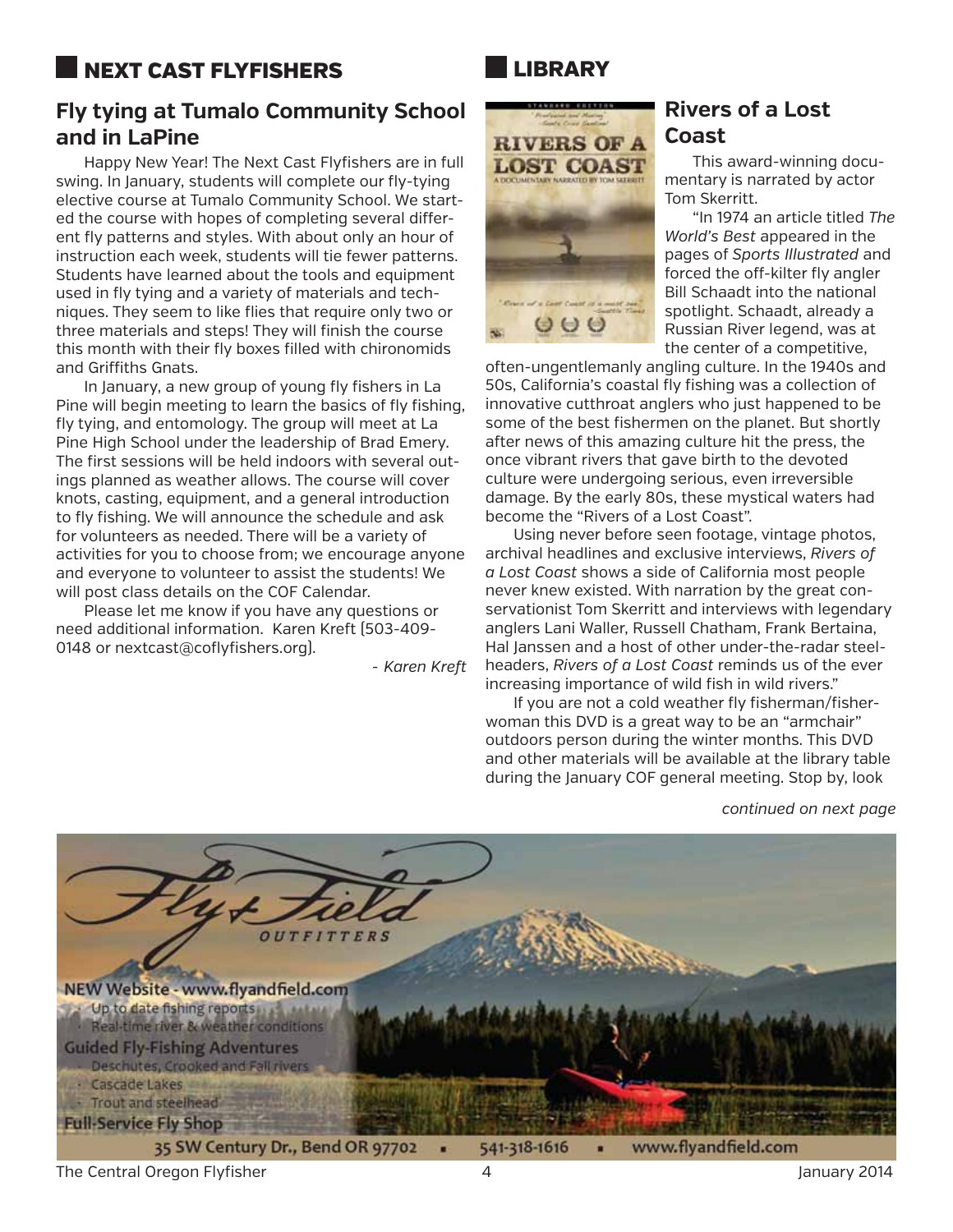## NEXT CAST FLYFISHERS

### Fly tying at Tumalo Community School and in LaPine

Happy New Year! The Next Cast Flyfishers are in full swing. In January, students will complete our fly-tying elective course at Tumalo Community School. We started the course with hopes of completing several different fly patterns and styles. With about only an hour of instruction each week, students will tie fewer patterns. Students have learned about the tools and equipment used in fly tying and a variety of materials and techniques. They seem to like flies that require only two or three materials and steps! They will finish the course this month with their fly boxes filled with chironomids and Griffiths Gnats.

In January, a new group of young fly fishers in La Pine will begin meeting to learn the basics of fly fishing, fly tying, and entomology. The group will meet at La Pine High School under the leadership of Brad Emery. The first sessions will be held indoors with several outings planned as weather allows. The course will cover knots, casting, equipment, and a general introduction to fly fishing. We will announce the schedule and ask for volunteers as needed. There will be a variety of activities for you to choose from; we encourage anyone and everyone to volunteer to assist the students! We will post class details on the COF Calendar.

Please let me know if you have any questions or need additional information. Karen Kreft (503-409-0148 or nextcast@coflyfishers.org).

*- Karen Kreft*

## LIBRARY

### Rivers of a Lost Coast

This award-winning documentary is narrated by actor Tom Skerritt.

"In 1974 an article titled *The World's Best* appeared in the pages of *Sports Illustrated* and forced the off-kilter fly angler Bill Schaadt into the national spotlight. Schaadt, already a Russian River legend, was at the center of a competitive, often-ungentlemanly angling culture. In the 1940s and 50s, California's coastal fly fishing was a collection of innovative cutthroat anglers who just happened to be some of the best fishermen on the planet. But shortly after news of this amazing culture hit the press, the once vibrant rivers that gave birth to the devoted culture were undergoing serious, even irreversible damage. By the early 80s, these mystical waters had become the "Rivers of a Lost Coast".

Using never before seen footage, vintage photos, archival headlines and exclusive interviews, *Rivers of a Lost Coast* shows a side of California most people never knew existed. With narration by the great conservationist Tom Skerritt and interviews with legendary anglers Lani Waller, Russell Chatham, Frank Bertaina, Hal Janssen and a host of other under-the-radar steelheaders, *Rivers of a Lost Coast* reminds us of the ever increasing importance of wild fish in wild rivers."

If you are not a cold weather fly fisherman/fisherwoman this DVD is a great way to be an "armchair" outdoors person during the winter months. This DVD and other materials will be available at the library table during the January COF general meeting. Stop by, look

*continued on next page*

Fly & Field OUTFITTERS

NEW Website - www.flyandfield.com
- Up to date fishing reports
- Real-time river & weather conditions

Guided Fly-Fishing Adventures
- Deschutes, Crooked and Fall rivers
- Cascade Lakes
- Trout and steelhead

Full-Service Fly Shop

35 SW Century Dr., Bend OR 97702 ▪ 541-318-1616 ▪ www.flyandfield.com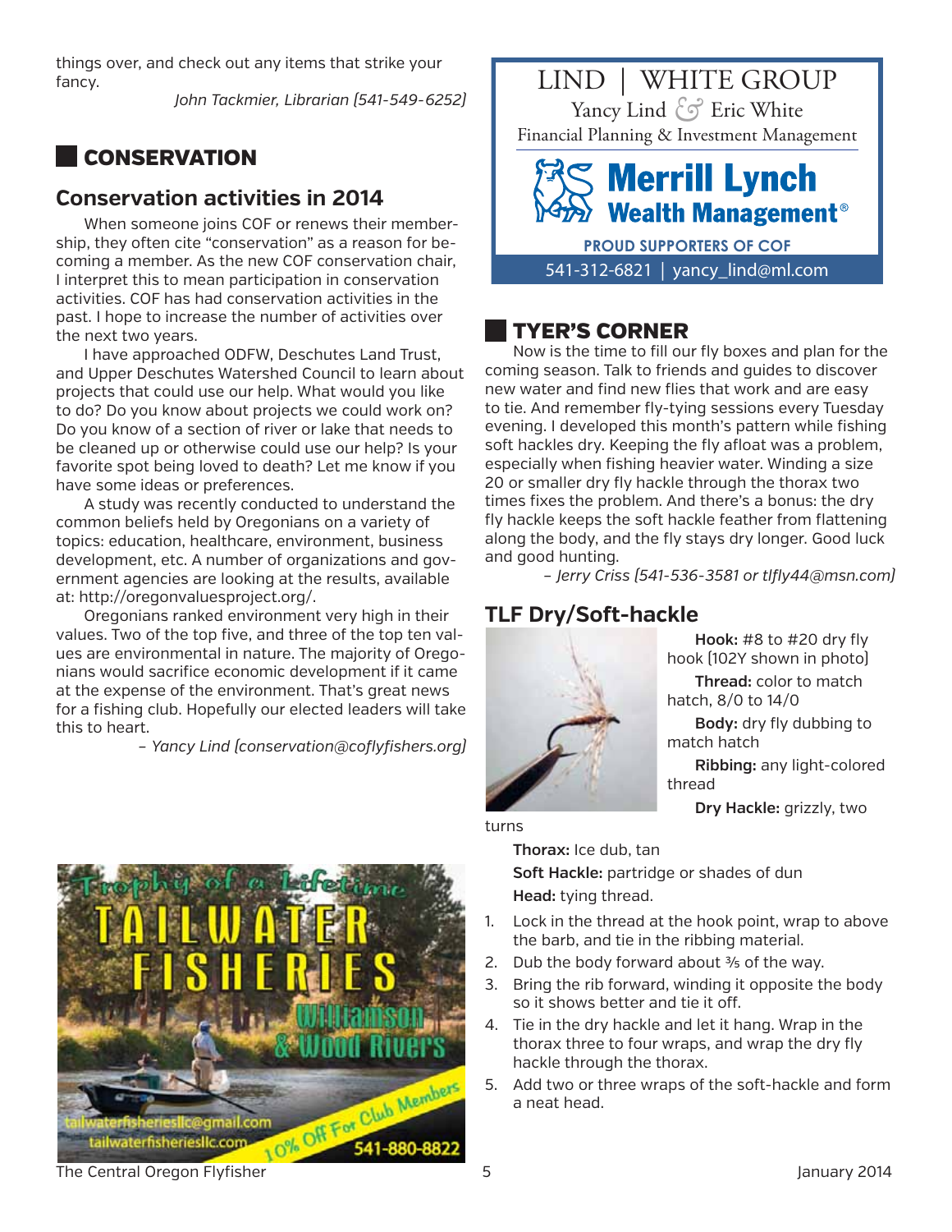things over, and check out any items that strike your fancy.

*John Tackmier, Librarian (541-549-6252)*

## CONSERVATION

### Conservation activities in 2014

When someone joins COF or renews their membership, they often cite "conservation" as a reason for becoming a member. As the new COF conservation chair, I interpret this to mean participation in conservation activities. COF has had conservation activities in the past. I hope to increase the number of activities over the next two years.

I have approached ODFW, Deschutes Land Trust, and Upper Deschutes Watershed Council to learn about projects that could use our help. What would you like to do? Do you know about projects we could work on? Do you know of a section of river or lake that needs to be cleaned up or otherwise could use our help? Is your favorite spot being loved to death? Let me know if you have some ideas or preferences.

A study was recently conducted to understand the common beliefs held by Oregonians on a variety of topics: education, healthcare, environment, business development, etc. A number of organizations and government agencies are looking at the results, available at: http://oregonvaluesproject.org/.

Oregonians ranked environment very high in their values. Two of the top five, and three of the top ten values are environmental in nature. The majority of Oregonians would sacrifice economic development if it came at the expense of the environment. That's great news for a fishing club. Hopefully our elected leaders will take this to heart.

*– Yancy Lind (conservation@coflyfishers.org)*

Trophy of a Lifetime
TAILWATER FISHERIES
Williamson & Wood Rivers
tailwaterfisheriesllc@gmail.com
tailwaterfisheriesllc.com
10% Off For Club Members
541-880-8822

LIND | WHITE GROUP
Yancy Lind & Eric White
Financial Planning & Investment Management
Merrill Lynch Wealth Management®
PROUD SUPPORTERS OF COF
541-312-6821 | yancy_lind@ml.com

## TYER'S CORNER

Now is the time to fill our fly boxes and plan for the coming season. Talk to friends and guides to discover new water and find new flies that work and are easy to tie. And remember fly-tying sessions every Tuesday evening. I developed this month's pattern while fishing soft hackles dry. Keeping the fly afloat was a problem, especially when fishing heavier water. Winding a size 20 or smaller dry fly hackle through the thorax two times fixes the problem. And there's a bonus: the dry fly hackle keeps the soft hackle feather from flattening along the body, and the fly stays dry longer. Good luck and good hunting.

*– Jerry Criss (541-536-3581 or tlfly44@msn.com)*

### TLF Dry/Soft-hackle

**Hook:** #8 to #20 dry fly hook (102Y shown in photo)

**Thread:** color to match hatch, 8/0 to 14/0

**Body:** dry fly dubbing to match hatch

**Ribbing:** any light-colored thread

**Dry Hackle:** grizzly, two turns

**Thorax:** Ice dub, tan

**Soft Hackle:** partridge or shades of dun

**Head:** tying thread.

1. Lock in the thread at the hook point, wrap to above the barb, and tie in the ribbing material.
2. Dub the body forward about ⅗ of the way.
3. Bring the rib forward, winding it opposite the body so it shows better and tie it off.
4. Tie in the dry hackle and let it hang. Wrap in the thorax three to four wraps, and wrap the dry fly hackle through the thorax.
5. Add two or three wraps of the soft-hackle and form a neat head.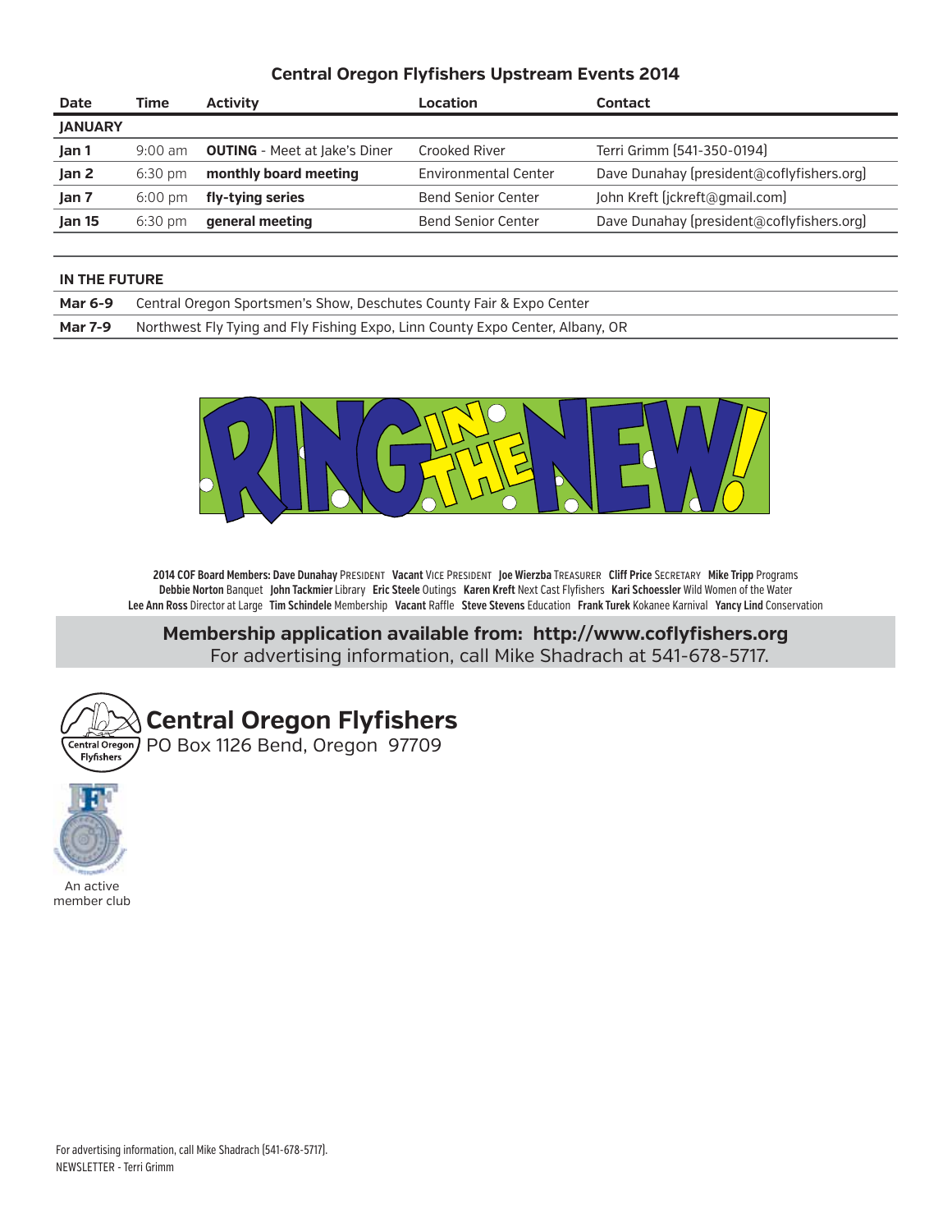## Central Oregon Flyfishers Upstream Events 2014

| Date | Time | Activity | Location | Contact |
|---|---|---|---|---|
| **JANUARY** | | | | |
| **Jan 1** | 9:00 am | **OUTING** - Meet at Jake's Diner | Crooked River | Terri Grimm (541-350-0194) |
| **Jan 2** | 6:30 pm | **monthly board meeting** | Environmental Center | Dave Dunahay (president@coflyfishers.org) |
| **Jan 7** | 6:00 pm | **fly-tying series** | Bend Senior Center | John Kreft (jckreft@gmail.com) |
| **Jan 15** | 6:30 pm | **general meeting** | Bend Senior Center | Dave Dunahay (president@coflyfishers.org) |

### IN THE FUTURE

| | |
|---|---|
| **Mar 6-9** | Central Oregon Sportsmen's Show, Deschutes County Fair & Expo Center |
| **Mar 7-9** | Northwest Fly Tying and Fly Fishing Expo, Linn County Expo Center, Albany, OR |

RING IN THE NEW!

**2014 COF Board Members: Dave Dunahay** PRESIDENT **Vacant** VICE PRESIDENT **Joe Wierzba** TREASURER **Cliff Price** SECRETARY **Mike Tripp** Programs **Debbie Norton** Banquet **John Tackmier** Library **Eric Steele** Outings **Karen Kreft** Next Cast Flyfishers **Kari Schoessler** Wild Women of the Water **Lee Ann Ross** Director at Large **Tim Schindele** Membership **Vacant** Raffle **Steve Stevens** Education **Frank Turek** Kokanee Karnival **Yancy Lind** Conservation

**Membership application available from: http://www.coflyfishers.org**
For advertising information, call Mike Shadrach at 541-678-5717.

## Central Oregon Flyfishers
PO Box 1126 Bend, Oregon 97709

An active member club

For advertising information, call Mike Shadrach (541-678-5717).
NEWSLETTER - Terri Grimm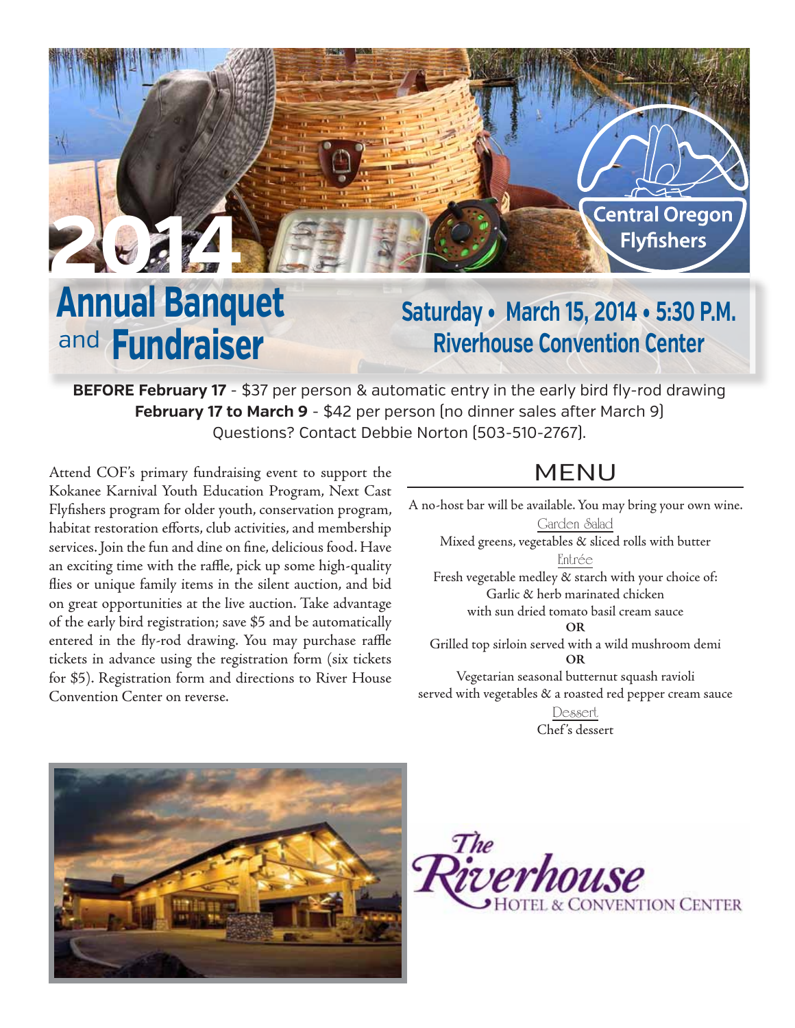Central Oregon Flyfishers

# 2014 Annual Banquet and Fundraiser

## Saturday • March 15, 2014 • 5:30 P.M.
## Riverhouse Convention Center

**BEFORE February 17** - $37 per person & automatic entry in the early bird fly-rod drawing
**February 17 to March 9** - $42 per person (no dinner sales after March 9)
Questions? Contact Debbie Norton (503-510-2767).

Attend COF's primary fundraising event to support the Kokanee Karnival Youth Education Program, Next Cast Flyfishers program for older youth, conservation program, habitat restoration efforts, club activities, and membership services. Join the fun and dine on fine, delicious food. Have an exciting time with the raffle, pick up some high-quality flies or unique family items in the silent auction, and bid on great opportunities at the live auction. Take advantage of the early bird registration; save $5 and be automatically entered in the fly-rod drawing. You may purchase raffle tickets in advance using the registration form (six tickets for $5). Registration form and directions to River House Convention Center on reverse.

## MENU

A no-host bar will be available. You may bring your own wine.

Garden Salad
Mixed greens, vegetables & sliced rolls with butter

Entrée
Fresh vegetable medley & starch with your choice of:
Garlic & herb marinated chicken
with sun dried tomato basil cream sauce
**OR**
Grilled top sirloin served with a wild mushroom demi
**OR**
Vegetarian seasonal butternut squash ravioli
served with vegetables & a roasted red pepper cream sauce

Dessert
Chef's dessert

The Riverhouse Hotel & Convention Center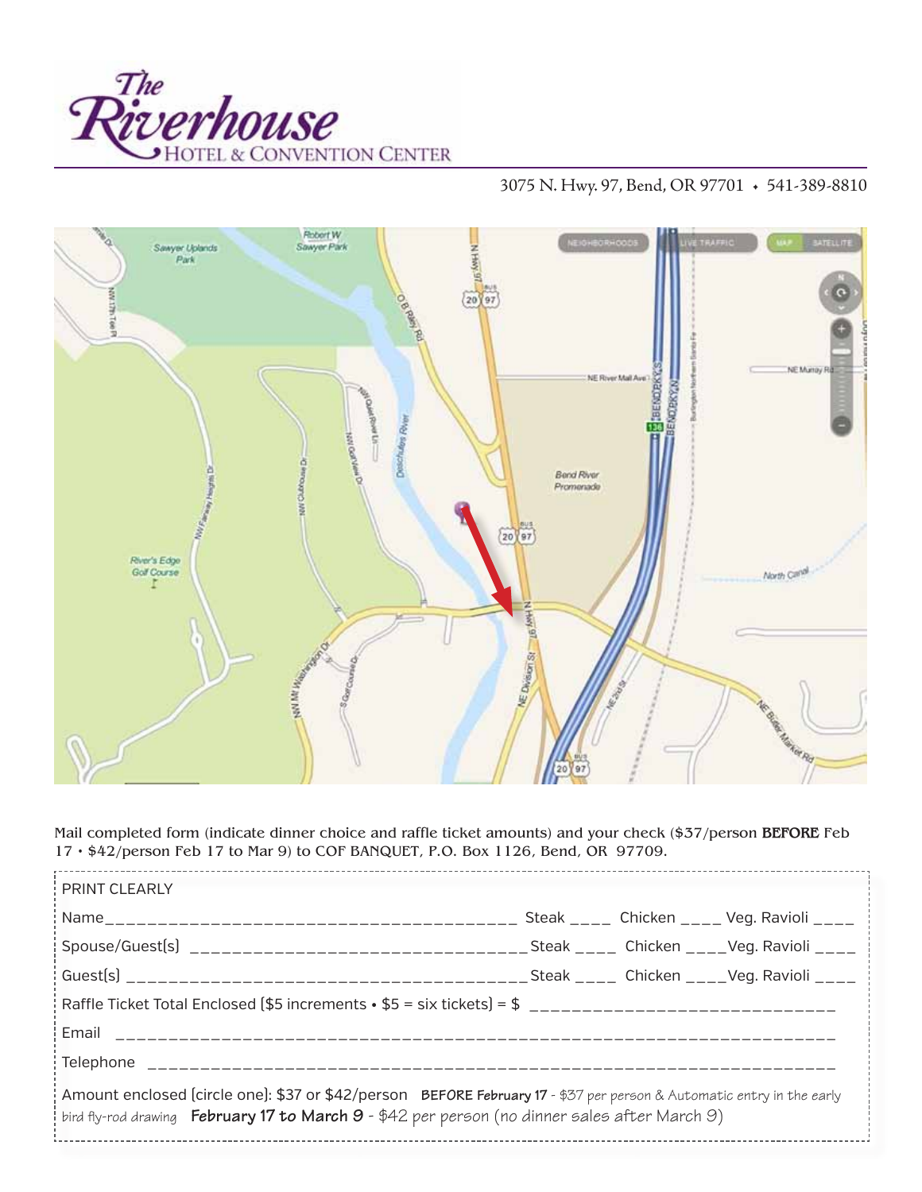# The Riverhouse
HOTEL & CONVENTION CENTER

3075 N. Hwy. 97, Bend, OR 97701 • 541-389-8810

Mail completed form (indicate dinner choice and raffle ticket amounts) and your check ($37/person **BEFORE** Feb 17 • $42/person Feb 17 to Mar 9) to COF BANQUET, P.O. Box 1126, Bend, OR 97709.

PRINT CLEARLY

Name________________________________________ Steak ____ Chicken ____ Veg. Ravioli ____

Spouse/Guest(s) _________________________________ Steak ____ Chicken ____ Veg. Ravioli ____

Guest(s) ______________________________________ Steak ____ Chicken ____ Veg. Ravioli ____

Raffle Ticket Total Enclosed ($5 increments • $5 = six tickets) = $ _____________________________

Email ____________________________________________________________________

Telephone _________________________________________________________________

Amount enclosed (circle one): $37 or $42/person **BEFORE February 17** - $37 per person & Automatic entry in the early bird fly-rod drawing **February 17 to March 9** - $42 per person (no dinner sales after March 9)